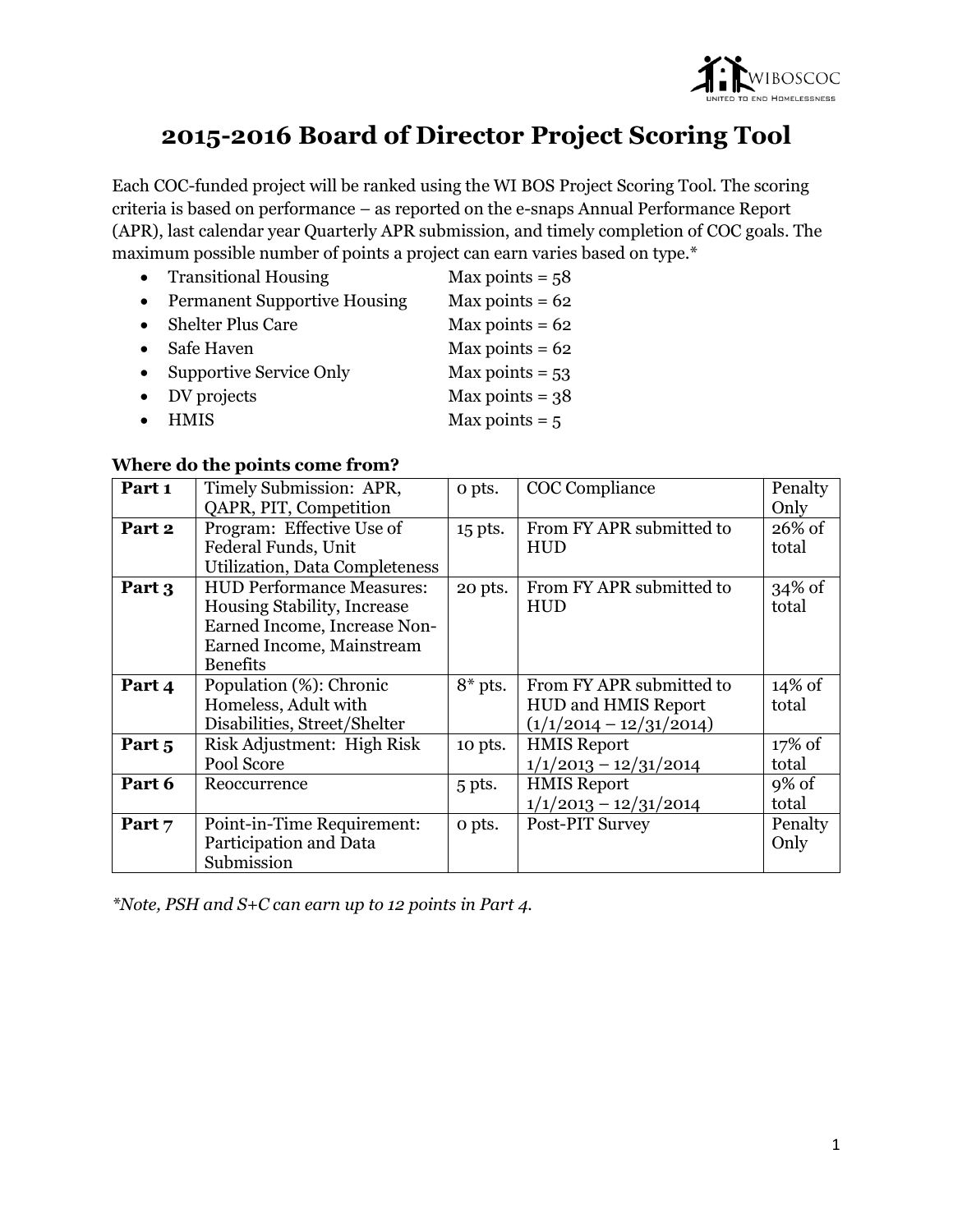# 2015-2016 Board of Director Project Scoring Tool

Each COC-funded project will be ranked using the WI BOS Project Scoring Tool. The scoring criteria is based on performance – as reported on the e-snaps Annual Performance Report (APR), last calendar year Quarterly APR submission, and timely completion of COC goals. The maximum possible number of points a project can earn varies based on type.*

- Transitional Housing — Max points = 58
- Permanent Supportive Housing — Max points = 62
- Shelter Plus Care — Max points = 62
- Safe Haven — Max points = 62
- Supportive Service Only — Max points = 53
- DV projects — Max points = 38
- HMIS — Max points = 5

**Where do the points come from?**

| | | | | |
|---|---|---|---|---|
| **Part 1** | Timely Submission: APR, QAPR, PIT, Competition | 0 pts. | COC Compliance | Penalty Only |
| **Part 2** | Program: Effective Use of Federal Funds, Unit Utilization, Data Completeness | 15 pts. | From FY APR submitted to HUD | 26% of total |
| **Part 3** | HUD Performance Measures: Housing Stability, Increase Earned Income, Increase Non-Earned Income, Mainstream Benefits | 20 pts. | From FY APR submitted to HUD | 34% of total |
| **Part 4** | Population (%): Chronic Homeless, Adult with Disabilities, Street/Shelter | 8* pts. | From FY APR submitted to HUD and HMIS Report (1/1/2014 – 12/31/2014) | 14% of total |
| **Part 5** | Risk Adjustment: High Risk Pool Score | 10 pts. | HMIS Report 1/1/2013 – 12/31/2014 | 17% of total |
| **Part 6** | Reoccurrence | 5 pts. | HMIS Report 1/1/2013 – 12/31/2014 | 9% of total |
| **Part 7** | Point-in-Time Requirement: Participation and Data Submission | 0 pts. | Post-PIT Survey | Penalty Only |

*\*Note, PSH and S+C can earn up to 12 points in Part 4.*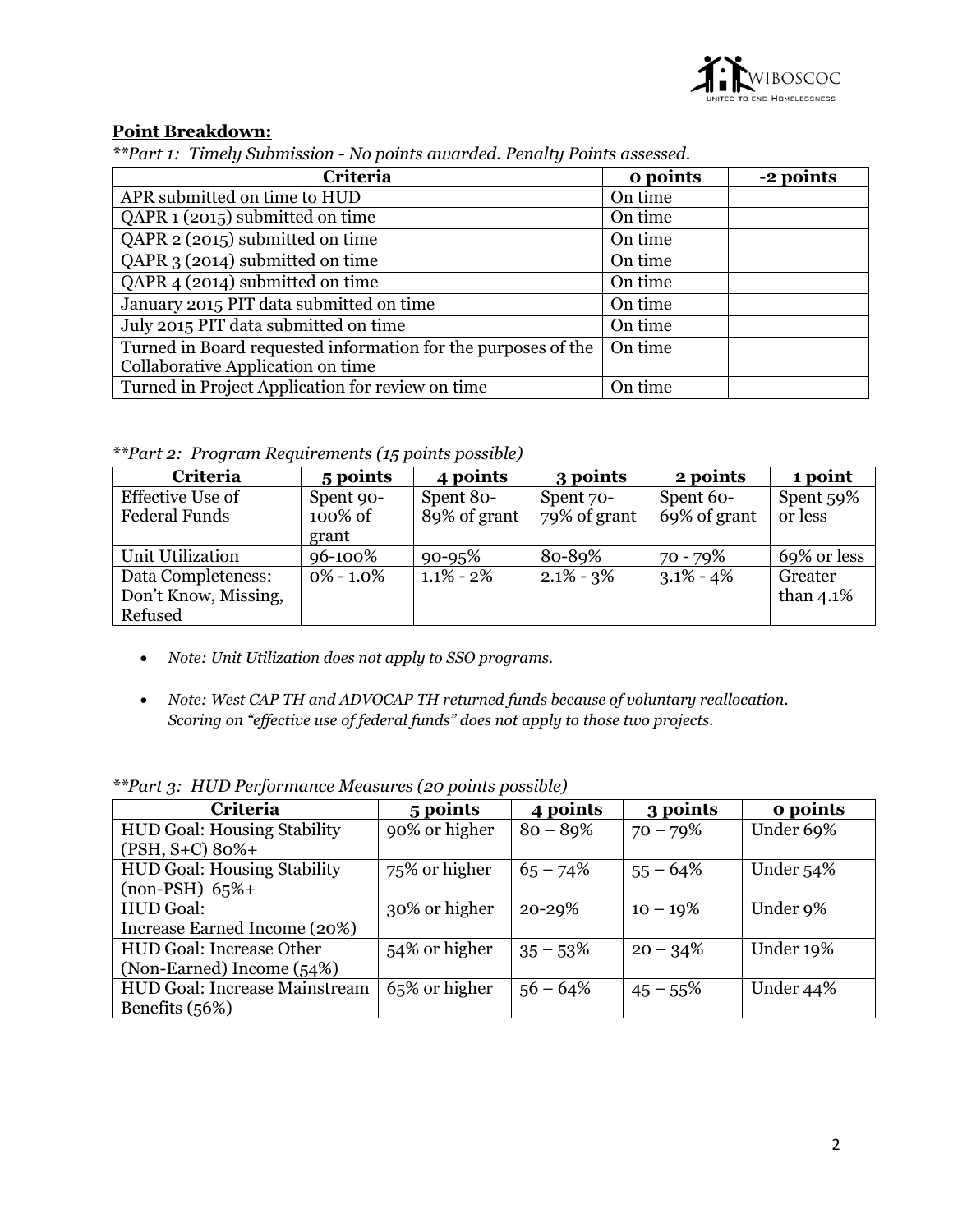**Point Breakdown:**

*\*\*Part 1: Timely Submission - No points awarded. Penalty Points assessed.*

| Criteria | 0 points | -2 points |
|---|---|---|
| APR submitted on time to HUD | On time | |
| QAPR 1 (2015) submitted on time | On time | |
| QAPR 2 (2015) submitted on time | On time | |
| QAPR 3 (2014) submitted on time | On time | |
| QAPR 4 (2014) submitted on time | On time | |
| January 2015 PIT data submitted on time | On time | |
| July 2015 PIT data submitted on time | On time | |
| Turned in Board requested information for the purposes of the Collaborative Application on time | On time | |
| Turned in Project Application for review on time | On time | |

*\*\*Part 2: Program Requirements (15 points possible)*

| Criteria | 5 points | 4 points | 3 points | 2 points | 1 point |
|---|---|---|---|---|---|
| Effective Use of Federal Funds | Spent 90-100% of grant | Spent 80-89% of grant | Spent 70-79% of grant | Spent 60-69% of grant | Spent 59% or less |
| Unit Utilization | 96-100% | 90-95% | 80-89% | 70 - 79% | 69% or less |
| Data Completeness: Don't Know, Missing, Refused | 0% - 1.0% | 1.1% - 2% | 2.1% - 3% | 3.1% - 4% | Greater than 4.1% |

- *Note: Unit Utilization does not apply to SSO programs.*
- *Note: West CAP TH and ADVOCAP TH returned funds because of voluntary reallocation. Scoring on "effective use of federal funds" does not apply to those two projects.*

*\*\*Part 3: HUD Performance Measures (20 points possible)*

| Criteria | 5 points | 4 points | 3 points | 0 points |
|---|---|---|---|---|
| HUD Goal: Housing Stability (PSH, S+C) 80%+ | 90% or higher | 80 – 89% | 70 – 79% | Under 69% |
| HUD Goal: Housing Stability (non-PSH) 65%+ | 75% or higher | 65 – 74% | 55 – 64% | Under 54% |
| HUD Goal: Increase Earned Income (20%) | 30% or higher | 20-29% | 10 – 19% | Under 9% |
| HUD Goal: Increase Other (Non-Earned) Income (54%) | 54% or higher | 35 – 53% | 20 – 34% | Under 19% |
| HUD Goal: Increase Mainstream Benefits (56%) | 65% or higher | 56 – 64% | 45 – 55% | Under 44% |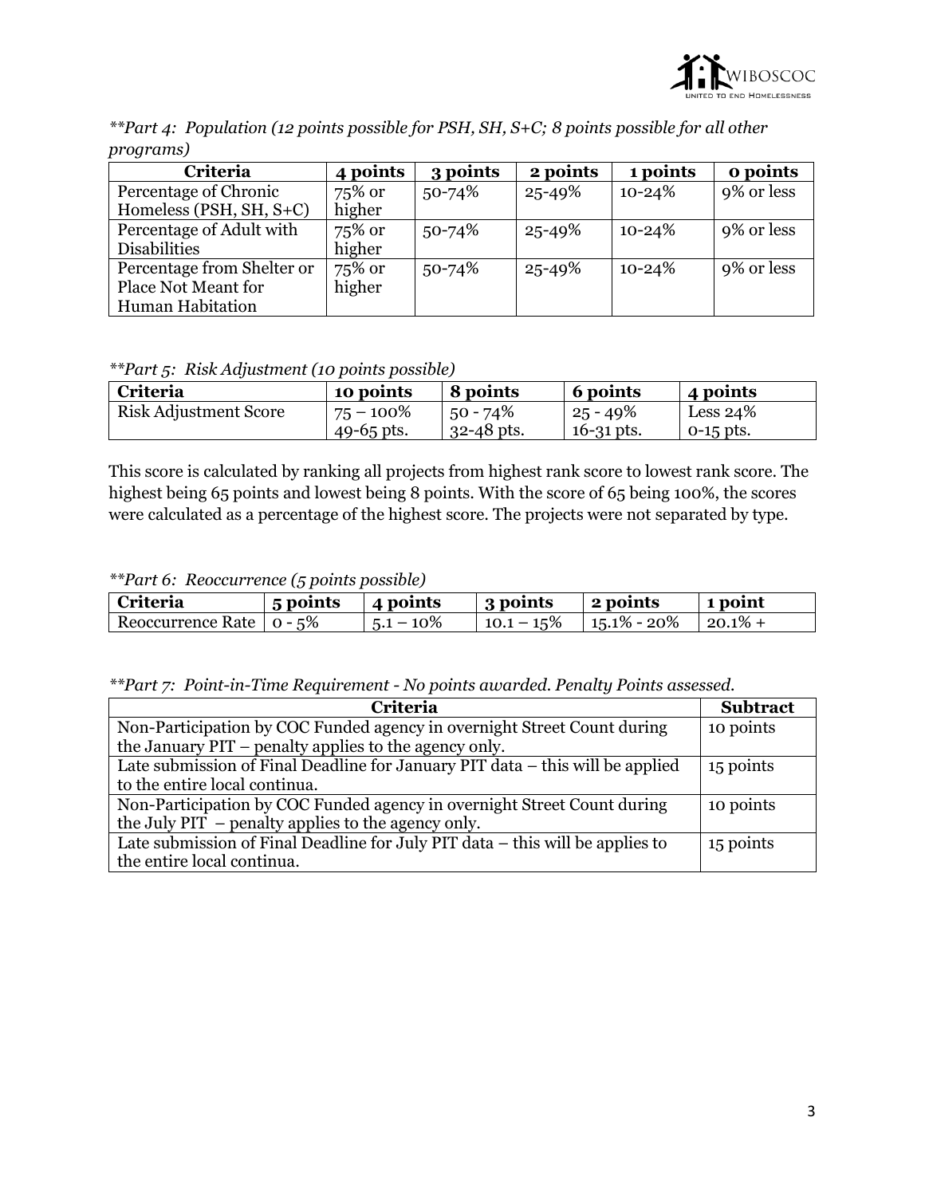*\*\*Part 4: Population (12 points possible for PSH, SH, S+C; 8 points possible for all other programs)*

| Criteria | 4 points | 3 points | 2 points | 1 points | 0 points |
|---|---|---|---|---|---|
| Percentage of Chronic Homeless (PSH, SH, S+C) | 75% or higher | 50-74% | 25-49% | 10-24% | 9% or less |
| Percentage of Adult with Disabilities | 75% or higher | 50-74% | 25-49% | 10-24% | 9% or less |
| Percentage from Shelter or Place Not Meant for Human Habitation | 75% or higher | 50-74% | 25-49% | 10-24% | 9% or less |

*\*\*Part 5: Risk Adjustment (10 points possible)*

| Criteria | 10 points | 8 points | 6 points | 4 points |
|---|---|---|---|---|
| Risk Adjustment Score | 75 – 100% 49-65 pts. | 50 - 74% 32-48 pts. | 25 - 49% 16-31 pts. | Less 24% 0-15 pts. |

This score is calculated by ranking all projects from highest rank score to lowest rank score. The highest being 65 points and lowest being 8 points. With the score of 65 being 100%, the scores were calculated as a percentage of the highest score. The projects were not separated by type.

*\*\*Part 6: Reoccurrence (5 points possible)*

| Criteria | 5 points | 4 points | 3 points | 2 points | 1 point |
|---|---|---|---|---|---|
| Reoccurrence Rate | 0 - 5% | 5.1 – 10% | 10.1 – 15% | 15.1% - 20% | 20.1% + |

*\*\*Part 7: Point-in-Time Requirement - No points awarded. Penalty Points assessed.*

| Criteria | Subtract |
|---|---|
| Non-Participation by COC Funded agency in overnight Street Count during the January PIT – penalty applies to the agency only. | 10 points |
| Late submission of Final Deadline for January PIT data – this will be applied to the entire local continua. | 15 points |
| Non-Participation by COC Funded agency in overnight Street Count during the July PIT – penalty applies to the agency only. | 10 points |
| Late submission of Final Deadline for July PIT data – this will be applies to the entire local continua. | 15 points |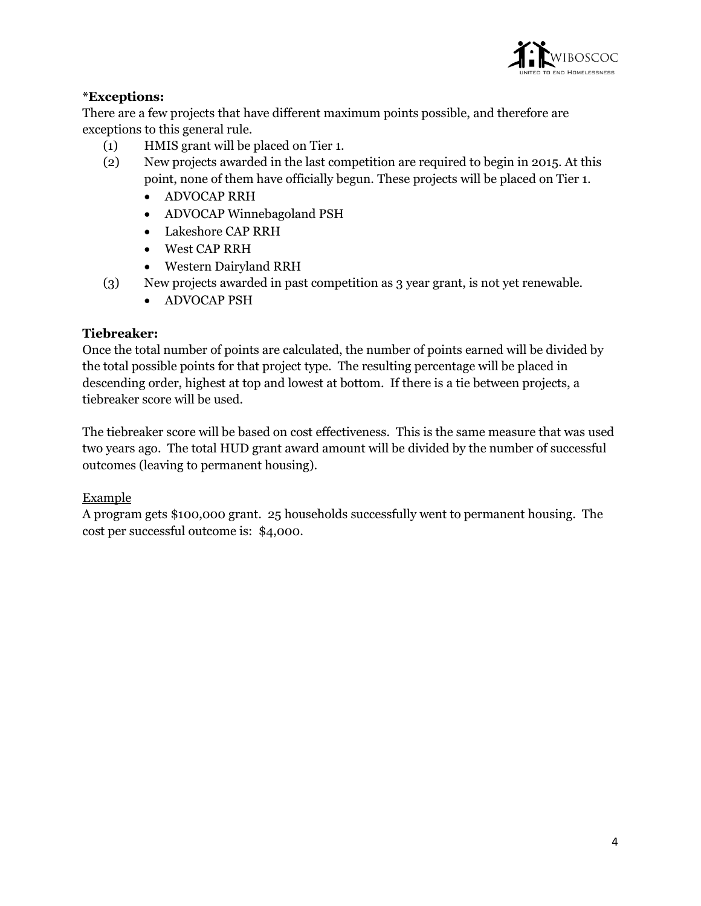**\*Exceptions:**

There are a few projects that have different maximum points possible, and therefore are exceptions to this general rule.

(1) HMIS grant will be placed on Tier 1.

(2) New projects awarded in the last competition are required to begin in 2015. At this point, none of them have officially begun. These projects will be placed on Tier 1.

- ADVOCAP RRH
- ADVOCAP Winnebagoland PSH
- Lakeshore CAP RRH
- West CAP RRH
- Western Dairyland RRH

(3) New projects awarded in past competition as 3 year grant, is not yet renewable.

- ADVOCAP PSH

**Tiebreaker:**

Once the total number of points are calculated, the number of points earned will be divided by the total possible points for that project type. The resulting percentage will be placed in descending order, highest at top and lowest at bottom. If there is a tie between projects, a tiebreaker score will be used.

The tiebreaker score will be based on cost effectiveness. This is the same measure that was used two years ago. The total HUD grant award amount will be divided by the number of successful outcomes (leaving to permanent housing).

<u>Example</u>

A program gets $100,000 grant. 25 households successfully went to permanent housing. The cost per successful outcome is: $4,000.